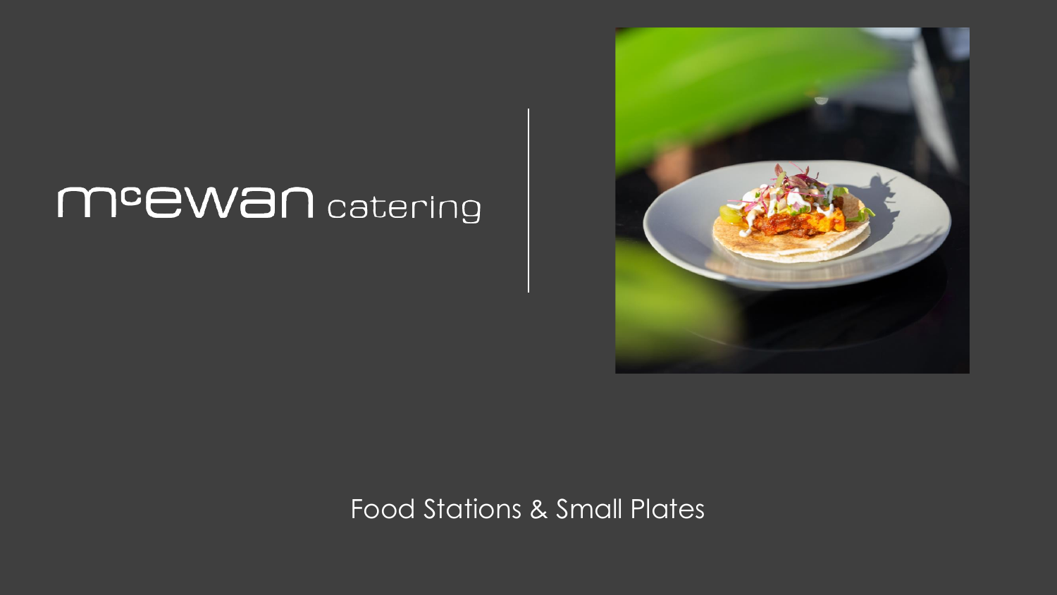# McEwan catering

Food Stations & Small Plates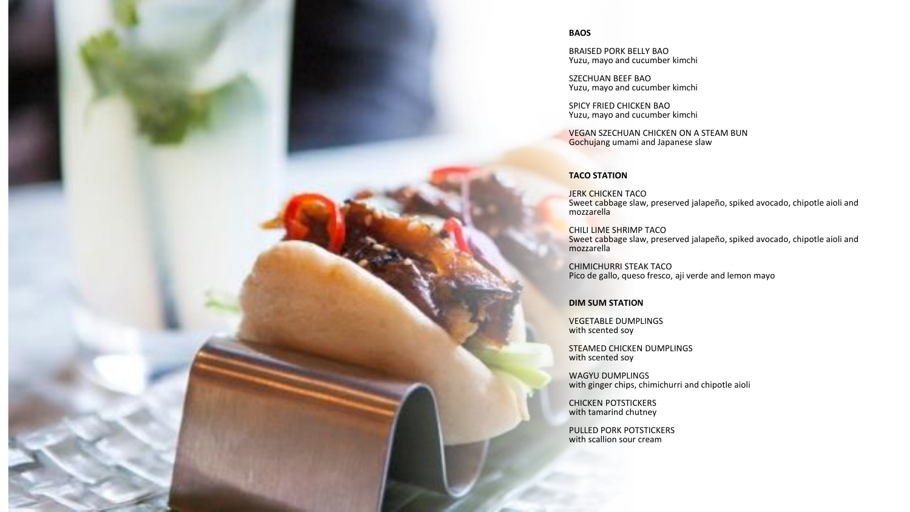## BAOS

BRAISED PORK BELLY BAO
Yuzu, mayo and cucumber kimchi

SZECHUAN BEEF BAO
Yuzu, mayo and cucumber kimchi

SPICY FRIED CHICKEN BAO
Yuzu, mayo and cucumber kimchi

VEGAN SZECHUAN CHICKEN ON A STEAM BUN
Gochujang umami and Japanese slaw

## TACO STATION

JERK CHICKEN TACO
Sweet cabbage slaw, preserved jalapeño, spiked avocado, chipotle aioli and mozzarella

CHILI LIME SHRIMP TACO
Sweet cabbage slaw, preserved jalapeño, spiked avocado, chipotle aioli and mozzarella

CHIMICHURRI STEAK TACO
Pico de gallo, queso fresco, aji verde and lemon mayo

## DIM SUM STATION

VEGETABLE DUMPLINGS
with scented soy

STEAMED CHICKEN DUMPLINGS
with scented soy

WAGYU DUMPLINGS
with ginger chips, chimichurri and chipotle aioli

CHICKEN POTSTICKERS
with tamarind chutney

PULLED PORK POTSTICKERS
with scallion sour cream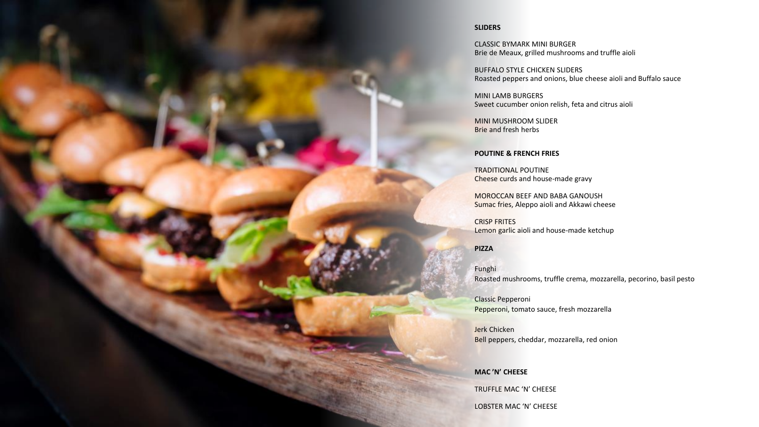## SLIDERS

CLASSIC BYMARK MINI BURGER
Brie de Meaux, grilled mushrooms and truffle aioli

BUFFALO STYLE CHICKEN SLIDERS
Roasted peppers and onions, blue cheese aioli and Buffalo sauce

MINI LAMB BURGERS
Sweet cucumber onion relish, feta and citrus aioli

MINI MUSHROOM SLIDER
Brie and fresh herbs

## POUTINE & FRENCH FRIES

TRADITIONAL POUTINE
Cheese curds and house-made gravy

MOROCCAN BEEF AND BABA GANOUSH
Sumac fries, Aleppo aioli and Akkawi cheese

CRISP FRITES
Lemon garlic aioli and house-made ketchup

## PIZZA

Funghi
Roasted mushrooms, truffle crema, mozzarella, pecorino, basil pesto

Classic Pepperoni
Pepperoni, tomato sauce, fresh mozzarella

Jerk Chicken
Bell peppers, cheddar, mozzarella, red onion

## MAC 'N' CHEESE

TRUFFLE MAC 'N' CHEESE

LOBSTER MAC 'N' CHEESE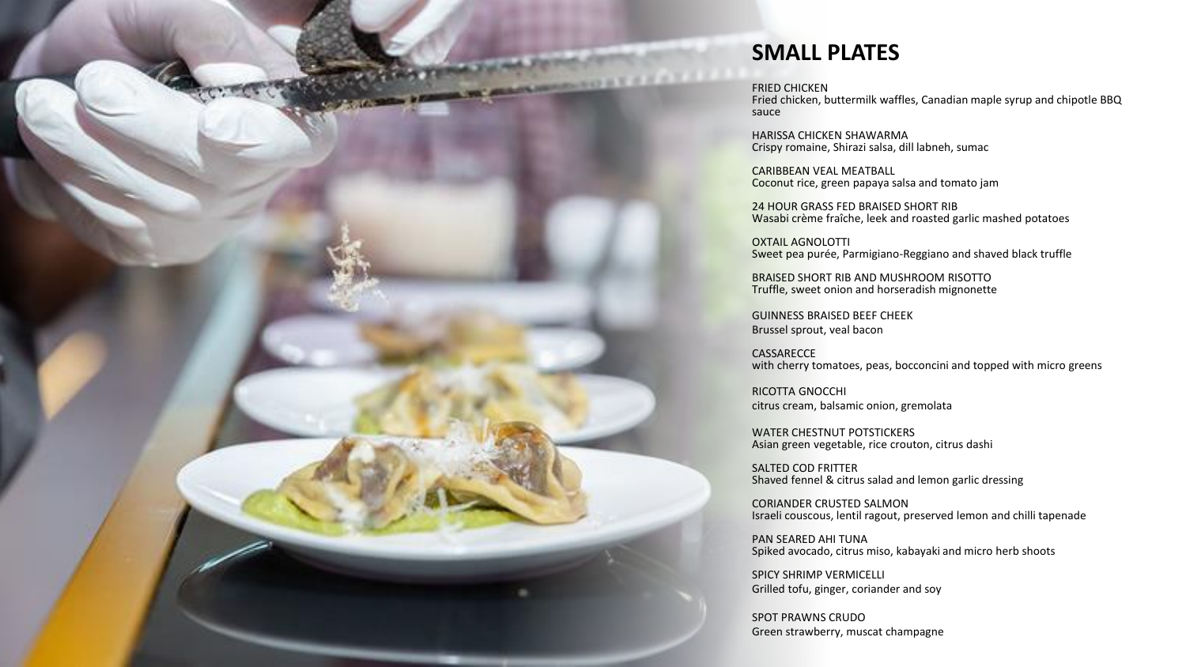# SMALL PLATES

FRIED CHICKEN
Fried chicken, buttermilk waffles, Canadian maple syrup and chipotle BBQ sauce

HARISSA CHICKEN SHAWARMA
Crispy romaine, Shirazi salsa, dill labneh, sumac

CARIBBEAN VEAL MEATBALL
Coconut rice, green papaya salsa and tomato jam

24 HOUR GRASS FED BRAISED SHORT RIB
Wasabi crème fraîche, leek and roasted garlic mashed potatoes

OXTAIL AGNOLOTTI
Sweet pea purée, Parmigiano-Reggiano and shaved black truffle

BRAISED SHORT RIB AND MUSHROOM RISOTTO
Truffle, sweet onion and horseradish mignonette

GUINNESS BRAISED BEEF CHEEK
Brussel sprout, veal bacon

CASSARECCE
with cherry tomatoes, peas, bocconcini and topped with micro greens

RICOTTA GNOCCHI
citrus cream, balsamic onion, gremolata

WATER CHESTNUT POTSTICKERS
Asian green vegetable, rice crouton, citrus dashi

SALTED COD FRITTER
Shaved fennel & citrus salad and lemon garlic dressing

CORIANDER CRUSTED SALMON
Israeli couscous, lentil ragout, preserved lemon and chilli tapenade

PAN SEARED AHI TUNA
Spiked avocado, citrus miso, kabayaki and micro herb shoots

SPICY SHRIMP VERMICELLI
Grilled tofu, ginger, coriander and soy

SPOT PRAWNS CRUDO
Green strawberry, muscat champagne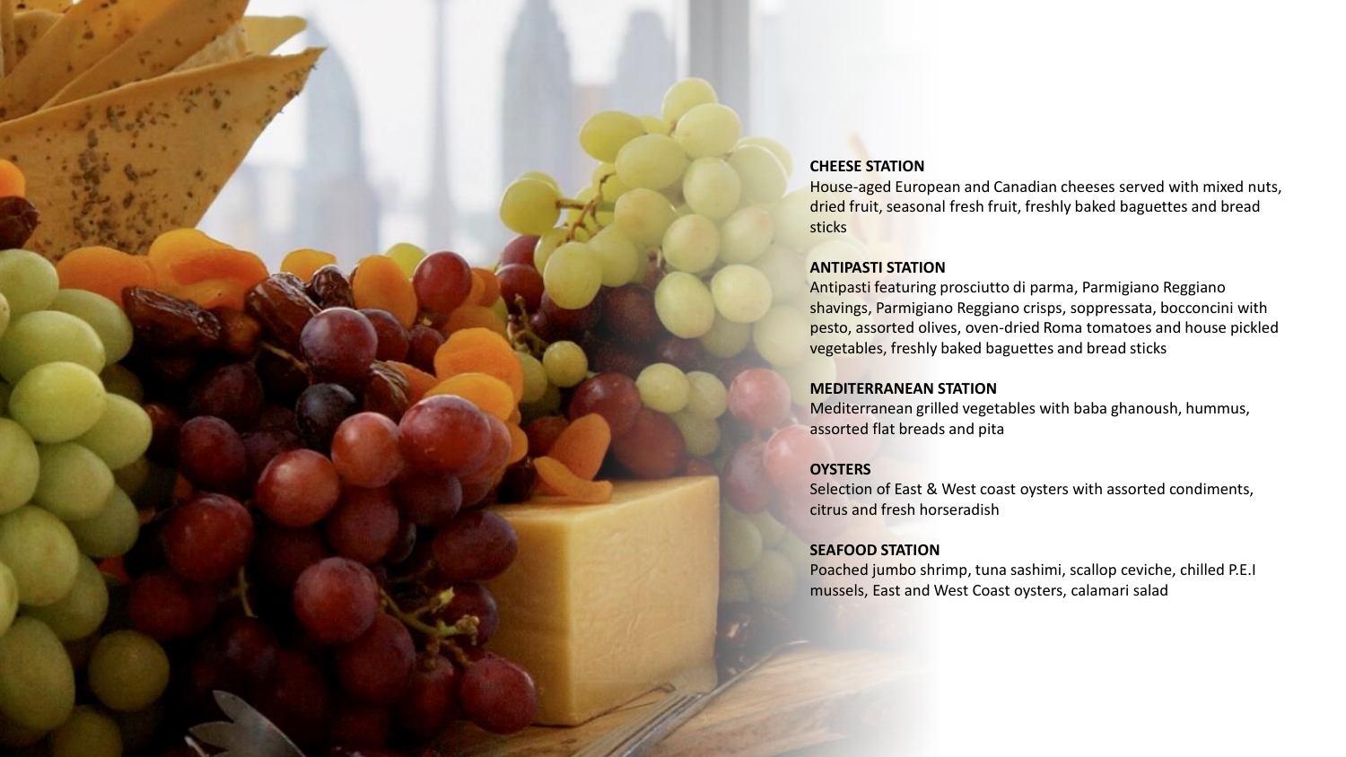**CHEESE STATION**
House-aged European and Canadian cheeses served with mixed nuts, dried fruit, seasonal fresh fruit, freshly baked baguettes and bread sticks

**ANTIPASTI STATION**
Antipasti featuring prosciutto di parma, Parmigiano Reggiano shavings, Parmigiano Reggiano crisps, soppressata, bocconcini with pesto, assorted olives, oven-dried Roma tomatoes and house pickled vegetables, freshly baked baguettes and bread sticks

**MEDITERRANEAN STATION**
Mediterranean grilled vegetables with baba ghanoush, hummus, assorted flat breads and pita

**OYSTERS**
Selection of East & West coast oysters with assorted condiments, citrus and fresh horseradish

**SEAFOOD STATION**
Poached jumbo shrimp, tuna sashimi, scallop ceviche, chilled P.E.I mussels, East and West Coast oysters, calamari salad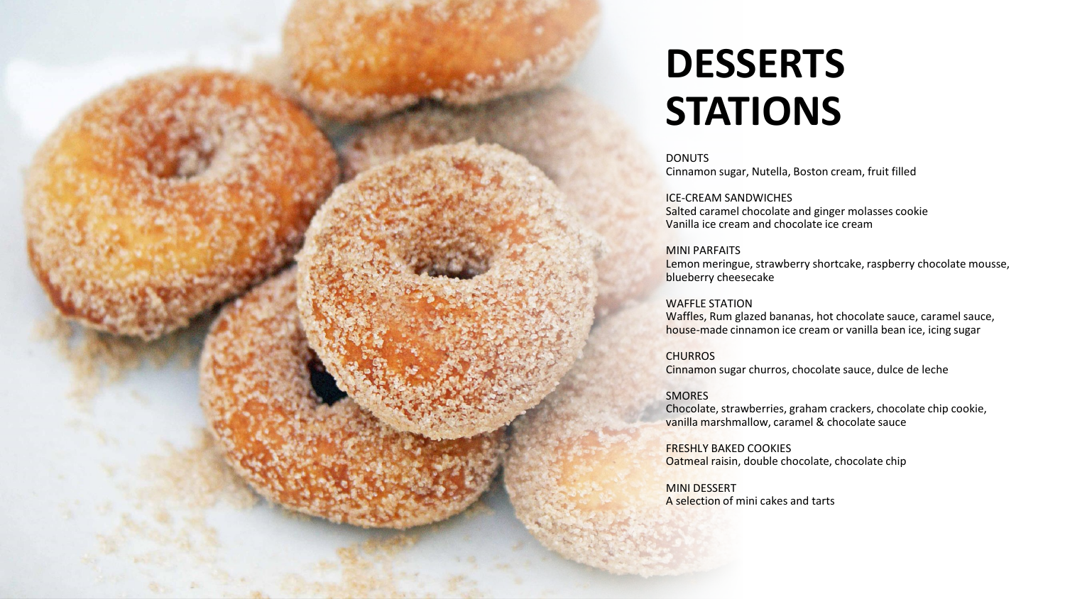# DESSERTS STATIONS

DONUTS
Cinnamon sugar, Nutella, Boston cream, fruit filled

ICE-CREAM SANDWICHES
Salted caramel chocolate and ginger molasses cookie
Vanilla ice cream and chocolate ice cream

MINI PARFAITS
Lemon meringue, strawberry shortcake, raspberry chocolate mousse, blueberry cheesecake

WAFFLE STATION
Waffles, Rum glazed bananas, hot chocolate sauce, caramel sauce, house-made cinnamon ice cream or vanilla bean ice, icing sugar

CHURROS
Cinnamon sugar churros, chocolate sauce, dulce de leche

SMORES
Chocolate, strawberries, graham crackers, chocolate chip cookie, vanilla marshmallow, caramel & chocolate sauce

FRESHLY BAKED COOKIES
Oatmeal raisin, double chocolate, chocolate chip

MINI DESSERT
A selection of mini cakes and tarts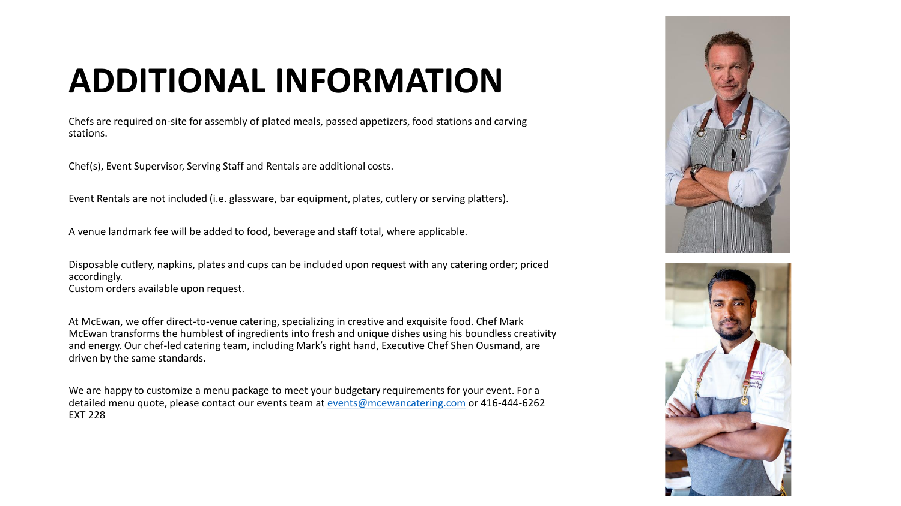# ADDITIONAL INFORMATION

Chefs are required on-site for assembly of plated meals, passed appetizers, food stations and carving stations.

Chef(s), Event Supervisor, Serving Staff and Rentals are additional costs.

Event Rentals are not included (i.e. glassware, bar equipment, plates, cutlery or serving platters).

A venue landmark fee will be added to food, beverage and staff total, where applicable.

Disposable cutlery, napkins, plates and cups can be included upon request with any catering order; priced accordingly.
Custom orders available upon request.

At McEwan, we offer direct-to-venue catering, specializing in creative and exquisite food. Chef Mark McEwan transforms the humblest of ingredients into fresh and unique dishes using his boundless creativity and energy. Our chef-led catering team, including Mark's right hand, Executive Chef Shen Ousmand, are driven by the same standards.

We are happy to customize a menu package to meet your budgetary requirements for your event. For a detailed menu quote, please contact our events team at events@mcewancatering.com or 416-444-6262 EXT 228